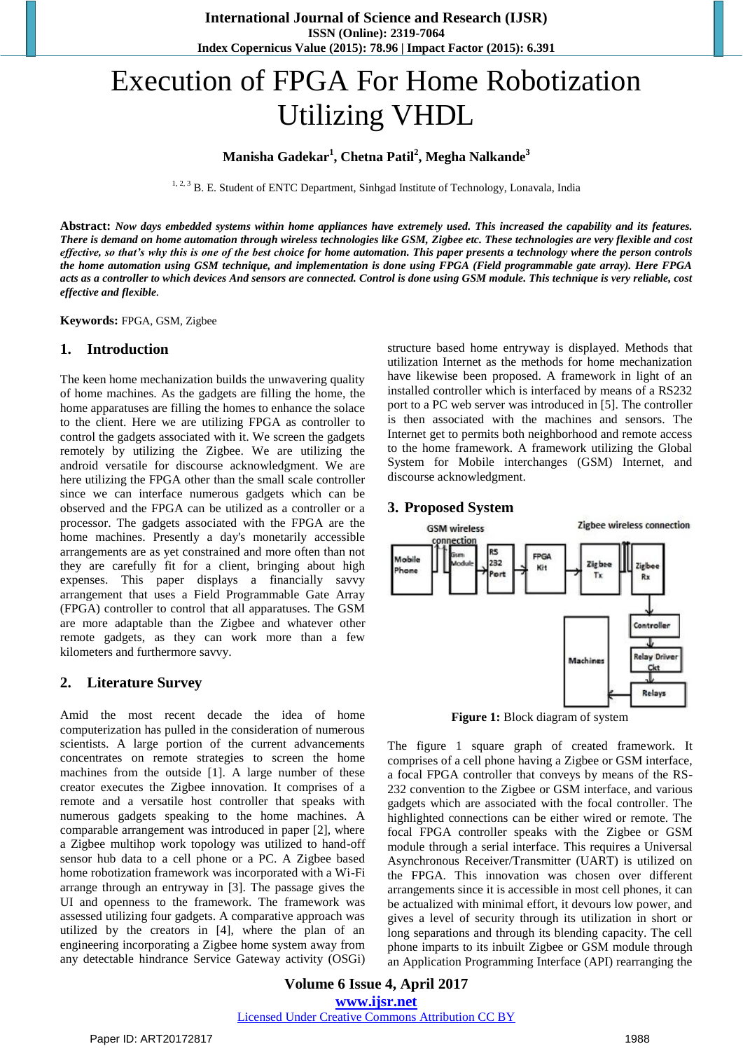# Execution of FPGA For Home Robotization Utilizing VHDL

**Manisha Gadekar[1], Chetna Patil[2], Megha Nalkande[3]**

[1, 2, 3] B. E. Student of ENTC Department, Sinhgad Institute of Technology, Lonavala, India

**Abstract:** ***Now days embedded systems within home appliances have extremely used. This increased the capability and its features. There is demand on home automation through wireless technologies like GSM, Zigbee etc. These technologies are very flexible and cost effective, so that's why this is one of the best choice for home automation. This paper presents a technology where the person controls the home automation using GSM technique, and implementation is done using FPGA (Field programmable gate array). Here FPGA acts as a controller to which devices And sensors are connected. Control is done using GSM module. This technique is very reliable, cost effective and flexible.***

**Keywords:** FPGA, GSM, Zigbee

## 1. Introduction

The keen home mechanization builds the unwavering quality of home machines. As the gadgets are filling the home, the home apparatuses are filling the homes to enhance the solace to the client. Here we are utilizing FPGA as controller to control the gadgets associated with it. We screen the gadgets remotely by utilizing the Zigbee. We are utilizing the android versatile for discourse acknowledgment. We are here utilizing the FPGA other than the small scale controller since we can interface numerous gadgets which can be observed and the FPGA can be utilized as a controller or a processor. The gadgets associated with the FPGA are the home machines. Presently a day's monetarily accessible arrangements are as yet constrained and more often than not they are carefully fit for a client, bringing about high expenses. This paper displays a financially savvy arrangement that uses a Field Programmable Gate Array (FPGA) controller to control that all apparatuses. The GSM are more adaptable than the Zigbee and whatever other remote gadgets, as they can work more than a few kilometers and furthermore savvy.

## 2. Literature Survey

Amid the most recent decade the idea of home computerization has pulled in the consideration of numerous scientists. A large portion of the current advancements concentrates on remote strategies to screen the home machines from the outside [1]. A large number of these creator executes the Zigbee innovation. It comprises of a remote and a versatile host controller that speaks with numerous gadgets speaking to the home machines. A comparable arrangement was introduced in paper [2], where a Zigbee multihop work topology was utilized to hand-off sensor hub data to a cell phone or a PC. A Zigbee based home robotization framework was incorporated with a Wi-Fi arrange through an entryway in [3]. The passage gives the UI and openness to the framework. The framework was assessed utilizing four gadgets. A comparative approach was utilized by the creators in [4], where the plan of an engineering incorporating a Zigbee home system away from any detectable hindrance Service Gateway activity (OSGi) structure based home entryway is displayed. Methods that utilization Internet as the methods for home mechanization have likewise been proposed. A framework in light of an installed controller which is interfaced by means of a RS232 port to a PC web server was introduced in [5]. The controller is then associated with the machines and sensors. The Internet get to permits both neighborhood and remote access to the home framework. A framework utilizing the Global System for Mobile interchanges (GSM) Internet, and discourse acknowledgment.

## 3. Proposed System

GSM wireless connection — Mobile Phone → Gsm Module → RS 232 Port → FPGA Kit → Zigbee Tx → Zigbee wireless connection → Zigbee Rx → Controller → Relay Driver Ckt → Relays → Machines

**Figure 1:** Block diagram of system

The figure 1 square graph of created framework. It comprises of a cell phone having a Zigbee or GSM interface, a focal FPGA controller that conveys by means of the RS-232 convention to the Zigbee or GSM interface, and various gadgets which are associated with the focal controller. The highlighted connections can be either wired or remote. The focal FPGA controller speaks with the Zigbee or GSM module through a serial interface. This requires a Universal Asynchronous Receiver/Transmitter (UART) is utilized on the FPGA. This innovation was chosen over different arrangements since it is accessible in most cell phones, it can be actualized with minimal effort, it devours low power, and gives a level of security through its utilization in short or long separations and through its blending capacity. The cell phone imparts to its inbuilt Zigbee or GSM module through an Application Programming Interface (API) rearranging the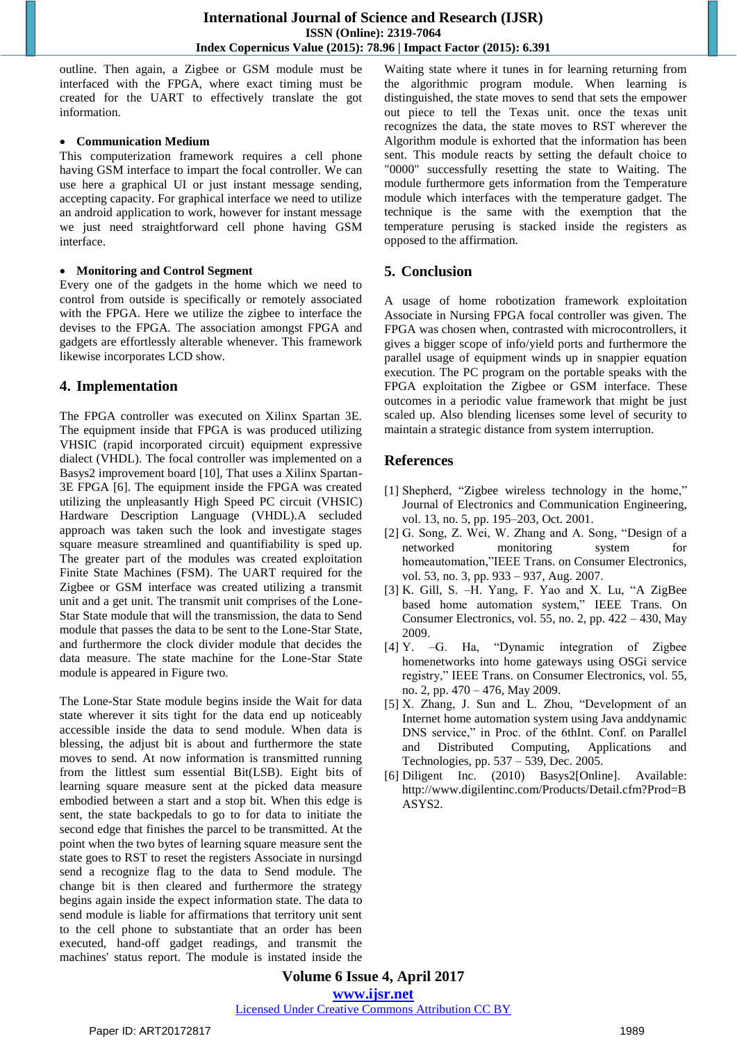outline. Then again, a Zigbee or GSM module must be interfaced with the FPGA, where exact timing must be created for the UART to effectively translate the got information.

- **Communication Medium**

This computerization framework requires a cell phone having GSM interface to impart the focal controller. We can use here a graphical UI or just instant message sending, accepting capacity. For graphical interface we need to utilize an android application to work, however for instant message we just need straightforward cell phone having GSM interface.

- **Monitoring and Control Segment**

Every one of the gadgets in the home which we need to control from outside is specifically or remotely associated with the FPGA. Here we utilize the zigbee to interface the devises to the FPGA. The association amongst FPGA and gadgets are effortlessly alterable whenever. This framework likewise incorporates LCD show.

## 4. Implementation

The FPGA controller was executed on Xilinx Spartan 3E. The equipment inside that FPGA is was produced utilizing VHSIC (rapid incorporated circuit) equipment expressive dialect (VHDL). The focal controller was implemented on a Basys2 improvement board [10], That uses a Xilinx Spartan-3E FPGA [6]. The equipment inside the FPGA was created utilizing the unpleasantly High Speed PC circuit (VHSIC) Hardware Description Language (VHDL).A secluded approach was taken such the look and investigate stages square measure streamlined and quantifiability is sped up. The greater part of the modules was created exploitation Finite State Machines (FSM). The UART required for the Zigbee or GSM interface was created utilizing a transmit unit and a get unit. The transmit unit comprises of the Lone-Star State module that will the transmission, the data to Send module that passes the data to be sent to the Lone-Star State, and furthermore the clock divider module that decides the data measure. The state machine for the Lone-Star State module is appeared in Figure two.

The Lone-Star State module begins inside the Wait for data state wherever it sits tight for the data end up noticeably accessible inside the data to send module. When data is blessing, the adjust bit is about and furthermore the state moves to send. At now information is transmitted running from the littlest sum essential Bit(LSB). Eight bits of learning square measure sent at the picked data measure embodied between a start and a stop bit. When this edge is sent, the state backpedals to go to for data to initiate the second edge that finishes the parcel to be transmitted. At the point when the two bytes of learning square measure sent the state goes to RST to reset the registers Associate in nursingd send a recognize flag to the data to Send module. The change bit is then cleared and furthermore the strategy begins again inside the expect information state. The data to send module is liable for affirmations that territory unit sent to the cell phone to substantiate that an order has been executed, hand-off gadget readings, and transmit the machines' status report. The module is instated inside the Waiting state where it tunes in for learning returning from the algorithmic program module. When learning is distinguished, the state moves to send that sets the empower out piece to tell the Texas unit. once the texas unit recognizes the data, the state moves to RST wherever the Algorithm module is exhorted that the information has been sent. This module reacts by setting the default choice to "0000" successfully resetting the state to Waiting. The module furthermore gets information from the Temperature module which interfaces with the temperature gadget. The technique is the same with the exemption that the temperature perusing is stacked inside the registers as opposed to the affirmation.

## 5. Conclusion

A usage of home robotization framework exploitation Associate in Nursing FPGA focal controller was given. The FPGA was chosen when, contrasted with microcontrollers, it gives a bigger scope of info/yield ports and furthermore the parallel usage of equipment winds up in snappier equation execution. The PC program on the portable speaks with the FPGA exploitation the Zigbee or GSM interface. These outcomes in a periodic value framework that might be just scaled up. Also blending licenses some level of security to maintain a strategic distance from system interruption.

## References

[1] Shepherd, "Zigbee wireless technology in the home," Journal of Electronics and Communication Engineering, vol. 13, no. 5, pp. 195–203, Oct. 2001.

[2] G. Song, Z. Wei, W. Zhang and A. Song, "Design of a networked monitoring system for homeautomation,"IEEE Trans. on Consumer Electronics, vol. 53, no. 3, pp. 933 – 937, Aug. 2007.

[3] K. Gill, S. –H. Yang, F. Yao and X. Lu, "A ZigBee based home automation system," IEEE Trans. On Consumer Electronics, vol. 55, no. 2, pp. 422 – 430, May 2009.

[4] Y. –G. Ha, "Dynamic integration of Zigbee homenetworks into home gateways using OSGi service registry," IEEE Trans. on Consumer Electronics, vol. 55, no. 2, pp. 470 – 476, May 2009.

[5] X. Zhang, J. Sun and L. Zhou, "Development of an Internet home automation system using Java anddynamic DNS service," in Proc. of the 6thInt. Conf. on Parallel and Distributed Computing, Applications and Technologies, pp. 537 – 539, Dec. 2005.

[6] Diligent Inc. (2010) Basys2[Online]. Available: http://www.digilentinc.com/Products/Detail.cfm?Prod=BASYS2.